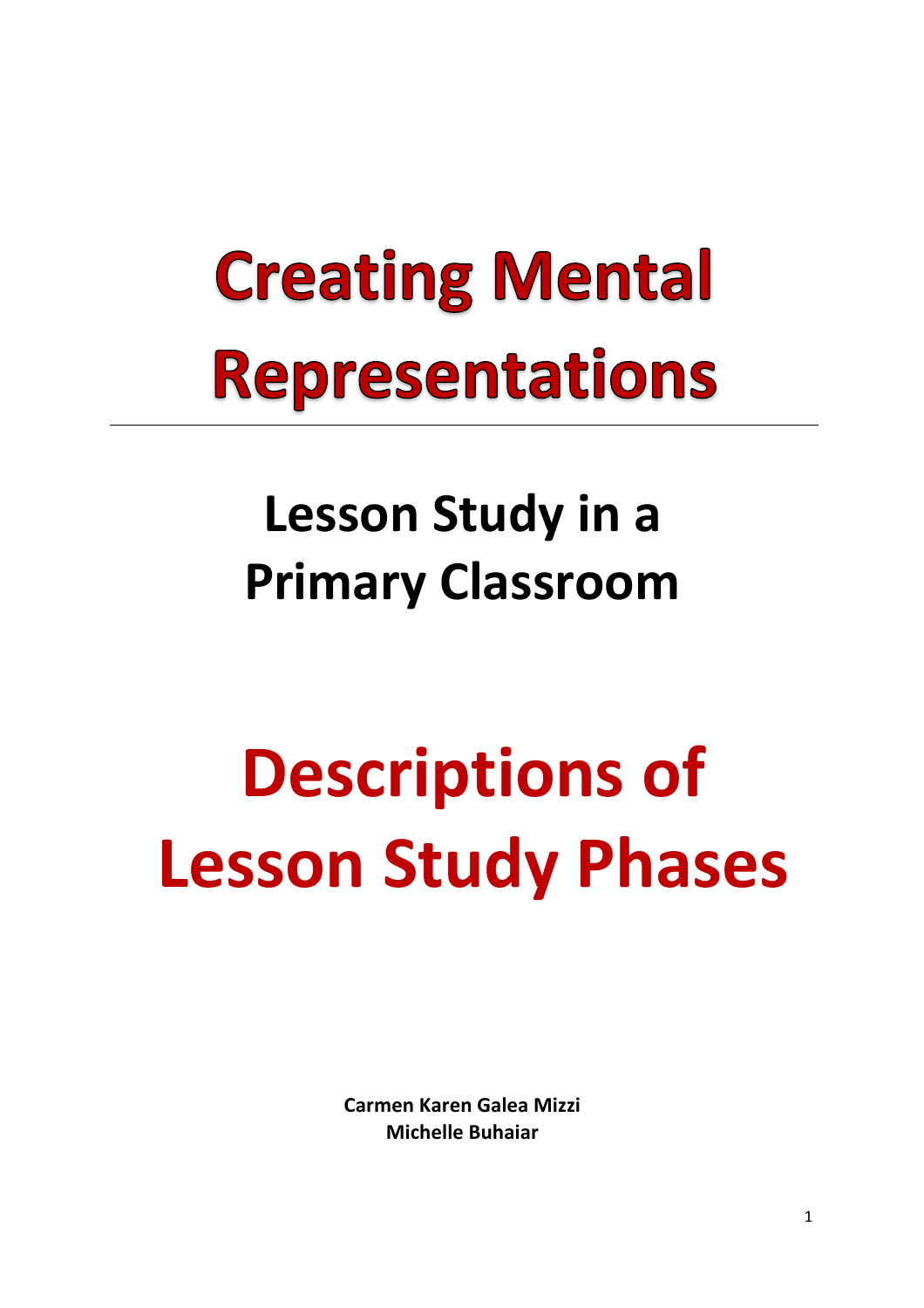# Creating Mental Representations

## Lesson Study in a Primary Classroom

# Descriptions of Lesson Study Phases

**Carmen Karen Galea Mizzi**
**Michelle Buhaiar**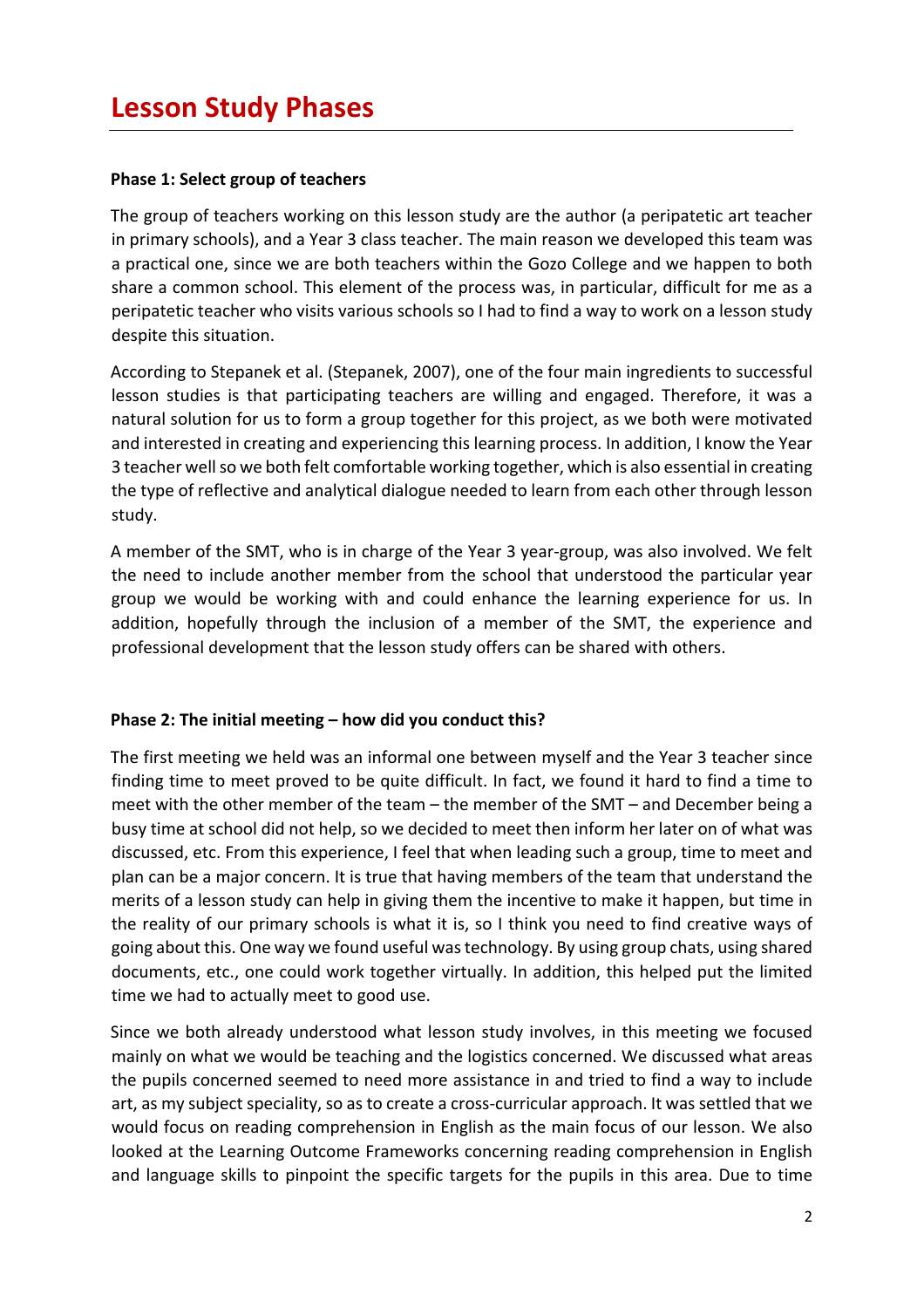# Lesson Study Phases

**Phase 1: Select group of teachers**

The group of teachers working on this lesson study are the author (a peripatetic art teacher in primary schools), and a Year 3 class teacher. The main reason we developed this team was a practical one, since we are both teachers within the Gozo College and we happen to both share a common school. This element of the process was, in particular, difficult for me as a peripatetic teacher who visits various schools so I had to find a way to work on a lesson study despite this situation.

According to Stepanek et al. (Stepanek, 2007), one of the four main ingredients to successful lesson studies is that participating teachers are willing and engaged. Therefore, it was a natural solution for us to form a group together for this project, as we both were motivated and interested in creating and experiencing this learning process. In addition, I know the Year 3 teacher well so we both felt comfortable working together, which is also essential in creating the type of reflective and analytical dialogue needed to learn from each other through lesson study.

A member of the SMT, who is in charge of the Year 3 year-group, was also involved. We felt the need to include another member from the school that understood the particular year group we would be working with and could enhance the learning experience for us. In addition, hopefully through the inclusion of a member of the SMT, the experience and professional development that the lesson study offers can be shared with others.

**Phase 2: The initial meeting – how did you conduct this?**

The first meeting we held was an informal one between myself and the Year 3 teacher since finding time to meet proved to be quite difficult. In fact, we found it hard to find a time to meet with the other member of the team – the member of the SMT – and December being a busy time at school did not help, so we decided to meet then inform her later on of what was discussed, etc. From this experience, I feel that when leading such a group, time to meet and plan can be a major concern. It is true that having members of the team that understand the merits of a lesson study can help in giving them the incentive to make it happen, but time in the reality of our primary schools is what it is, so I think you need to find creative ways of going about this. One way we found useful was technology. By using group chats, using shared documents, etc., one could work together virtually. In addition, this helped put the limited time we had to actually meet to good use.

Since we both already understood what lesson study involves, in this meeting we focused mainly on what we would be teaching and the logistics concerned. We discussed what areas the pupils concerned seemed to need more assistance in and tried to find a way to include art, as my subject speciality, so as to create a cross-curricular approach. It was settled that we would focus on reading comprehension in English as the main focus of our lesson. We also looked at the Learning Outcome Frameworks concerning reading comprehension in English and language skills to pinpoint the specific targets for the pupils in this area. Due to time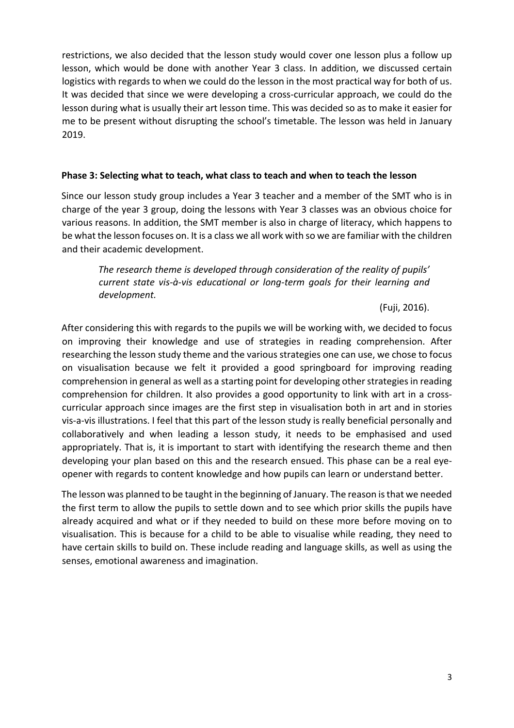restrictions, we also decided that the lesson study would cover one lesson plus a follow up lesson, which would be done with another Year 3 class. In addition, we discussed certain logistics with regards to when we could do the lesson in the most practical way for both of us. It was decided that since we were developing a cross-curricular approach, we could do the lesson during what is usually their art lesson time. This was decided so as to make it easier for me to be present without disrupting the school's timetable. The lesson was held in January 2019.

### Phase 3: Selecting what to teach, what class to teach and when to teach the lesson

Since our lesson study group includes a Year 3 teacher and a member of the SMT who is in charge of the year 3 group, doing the lessons with Year 3 classes was an obvious choice for various reasons. In addition, the SMT member is also in charge of literacy, which happens to be what the lesson focuses on. It is a class we all work with so we are familiar with the children and their academic development.

> *The research theme is developed through consideration of the reality of pupils' current state vis-à-vis educational or long-term goals for their learning and development.*
>
> (Fuji, 2016).

After considering this with regards to the pupils we will be working with, we decided to focus on improving their knowledge and use of strategies in reading comprehension. After researching the lesson study theme and the various strategies one can use, we chose to focus on visualisation because we felt it provided a good springboard for improving reading comprehension in general as well as a starting point for developing other strategies in reading comprehension for children. It also provides a good opportunity to link with art in a cross-curricular approach since images are the first step in visualisation both in art and in stories vis-a-vis illustrations. I feel that this part of the lesson study is really beneficial personally and collaboratively and when leading a lesson study, it needs to be emphasised and used appropriately. That is, it is important to start with identifying the research theme and then developing your plan based on this and the research ensued. This phase can be a real eye-opener with regards to content knowledge and how pupils can learn or understand better.

The lesson was planned to be taught in the beginning of January. The reason is that we needed the first term to allow the pupils to settle down and to see which prior skills the pupils have already acquired and what or if they needed to build on these more before moving on to visualisation. This is because for a child to be able to visualise while reading, they need to have certain skills to build on. These include reading and language skills, as well as using the senses, emotional awareness and imagination.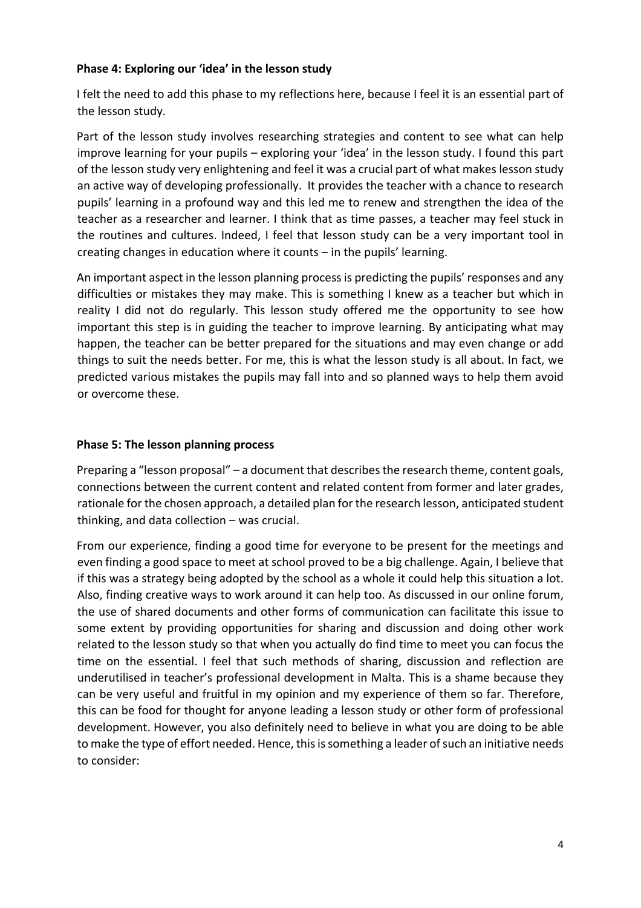**Phase 4: Exploring our 'idea' in the lesson study**

I felt the need to add this phase to my reflections here, because I feel it is an essential part of the lesson study.

Part of the lesson study involves researching strategies and content to see what can help improve learning for your pupils – exploring your 'idea' in the lesson study. I found this part of the lesson study very enlightening and feel it was a crucial part of what makes lesson study an active way of developing professionally. It provides the teacher with a chance to research pupils' learning in a profound way and this led me to renew and strengthen the idea of the teacher as a researcher and learner. I think that as time passes, a teacher may feel stuck in the routines and cultures. Indeed, I feel that lesson study can be a very important tool in creating changes in education where it counts – in the pupils' learning.

An important aspect in the lesson planning process is predicting the pupils' responses and any difficulties or mistakes they may make. This is something I knew as a teacher but which in reality I did not do regularly. This lesson study offered me the opportunity to see how important this step is in guiding the teacher to improve learning. By anticipating what may happen, the teacher can be better prepared for the situations and may even change or add things to suit the needs better. For me, this is what the lesson study is all about. In fact, we predicted various mistakes the pupils may fall into and so planned ways to help them avoid or overcome these.

**Phase 5: The lesson planning process**

Preparing a "lesson proposal" – a document that describes the research theme, content goals, connections between the current content and related content from former and later grades, rationale for the chosen approach, a detailed plan for the research lesson, anticipated student thinking, and data collection – was crucial.

From our experience, finding a good time for everyone to be present for the meetings and even finding a good space to meet at school proved to be a big challenge. Again, I believe that if this was a strategy being adopted by the school as a whole it could help this situation a lot. Also, finding creative ways to work around it can help too. As discussed in our online forum, the use of shared documents and other forms of communication can facilitate this issue to some extent by providing opportunities for sharing and discussion and doing other work related to the lesson study so that when you actually do find time to meet you can focus the time on the essential. I feel that such methods of sharing, discussion and reflection are underutilised in teacher's professional development in Malta. This is a shame because they can be very useful and fruitful in my opinion and my experience of them so far. Therefore, this can be food for thought for anyone leading a lesson study or other form of professional development. However, you also definitely need to believe in what you are doing to be able to make the type of effort needed. Hence, this is something a leader of such an initiative needs to consider: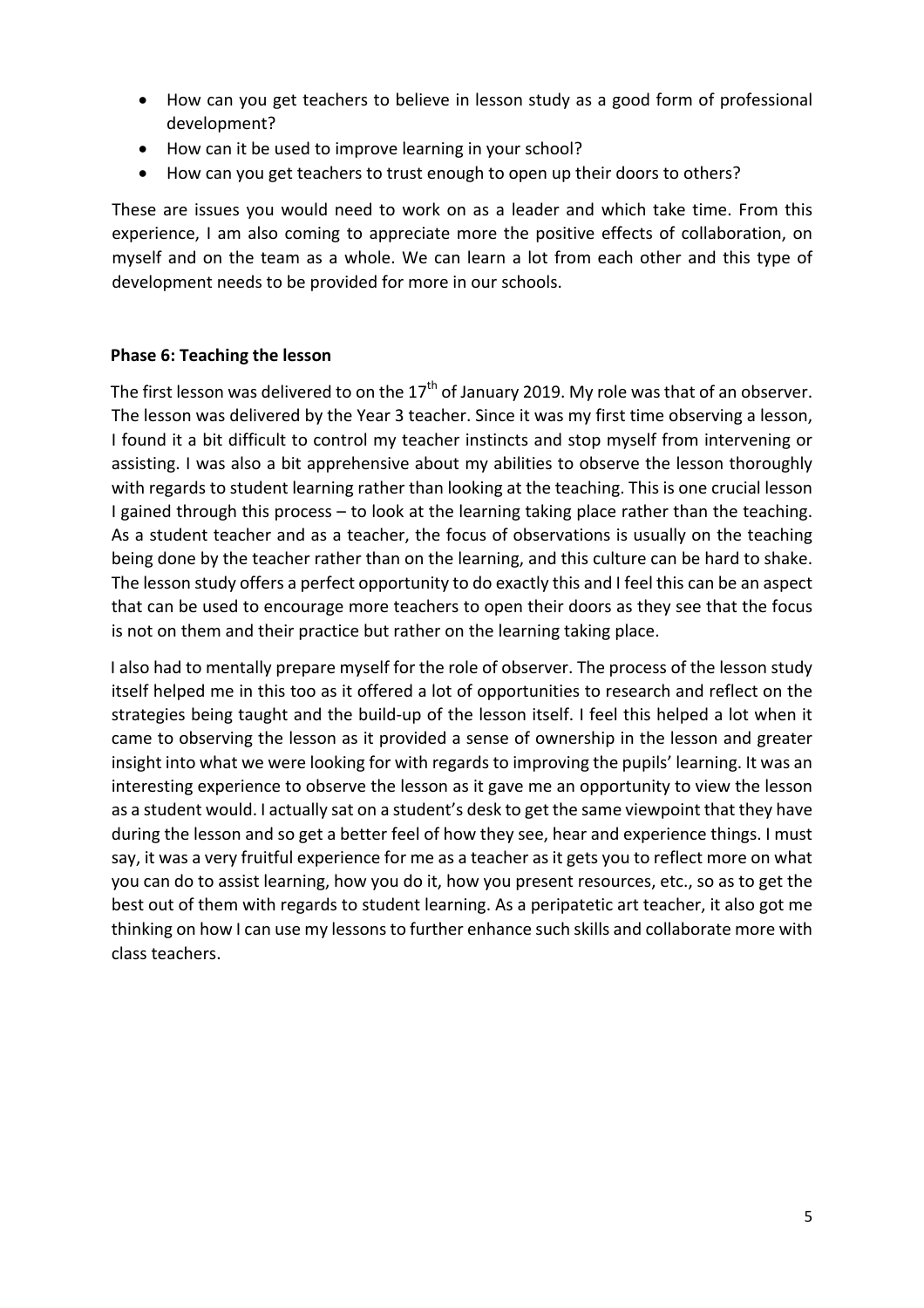- How can you get teachers to believe in lesson study as a good form of professional development?
- How can it be used to improve learning in your school?
- How can you get teachers to trust enough to open up their doors to others?

These are issues you would need to work on as a leader and which take time. From this experience, I am also coming to appreciate more the positive effects of collaboration, on myself and on the team as a whole. We can learn a lot from each other and this type of development needs to be provided for more in our schools.

**Phase 6: Teaching the lesson**

The first lesson was delivered to on the 17th of January 2019. My role was that of an observer. The lesson was delivered by the Year 3 teacher. Since it was my first time observing a lesson, I found it a bit difficult to control my teacher instincts and stop myself from intervening or assisting. I was also a bit apprehensive about my abilities to observe the lesson thoroughly with regards to student learning rather than looking at the teaching. This is one crucial lesson I gained through this process – to look at the learning taking place rather than the teaching. As a student teacher and as a teacher, the focus of observations is usually on the teaching being done by the teacher rather than on the learning, and this culture can be hard to shake. The lesson study offers a perfect opportunity to do exactly this and I feel this can be an aspect that can be used to encourage more teachers to open their doors as they see that the focus is not on them and their practice but rather on the learning taking place.

I also had to mentally prepare myself for the role of observer. The process of the lesson study itself helped me in this too as it offered a lot of opportunities to research and reflect on the strategies being taught and the build-up of the lesson itself. I feel this helped a lot when it came to observing the lesson as it provided a sense of ownership in the lesson and greater insight into what we were looking for with regards to improving the pupils' learning. It was an interesting experience to observe the lesson as it gave me an opportunity to view the lesson as a student would. I actually sat on a student's desk to get the same viewpoint that they have during the lesson and so get a better feel of how they see, hear and experience things. I must say, it was a very fruitful experience for me as a teacher as it gets you to reflect more on what you can do to assist learning, how you do it, how you present resources, etc., so as to get the best out of them with regards to student learning. As a peripatetic art teacher, it also got me thinking on how I can use my lessons to further enhance such skills and collaborate more with class teachers.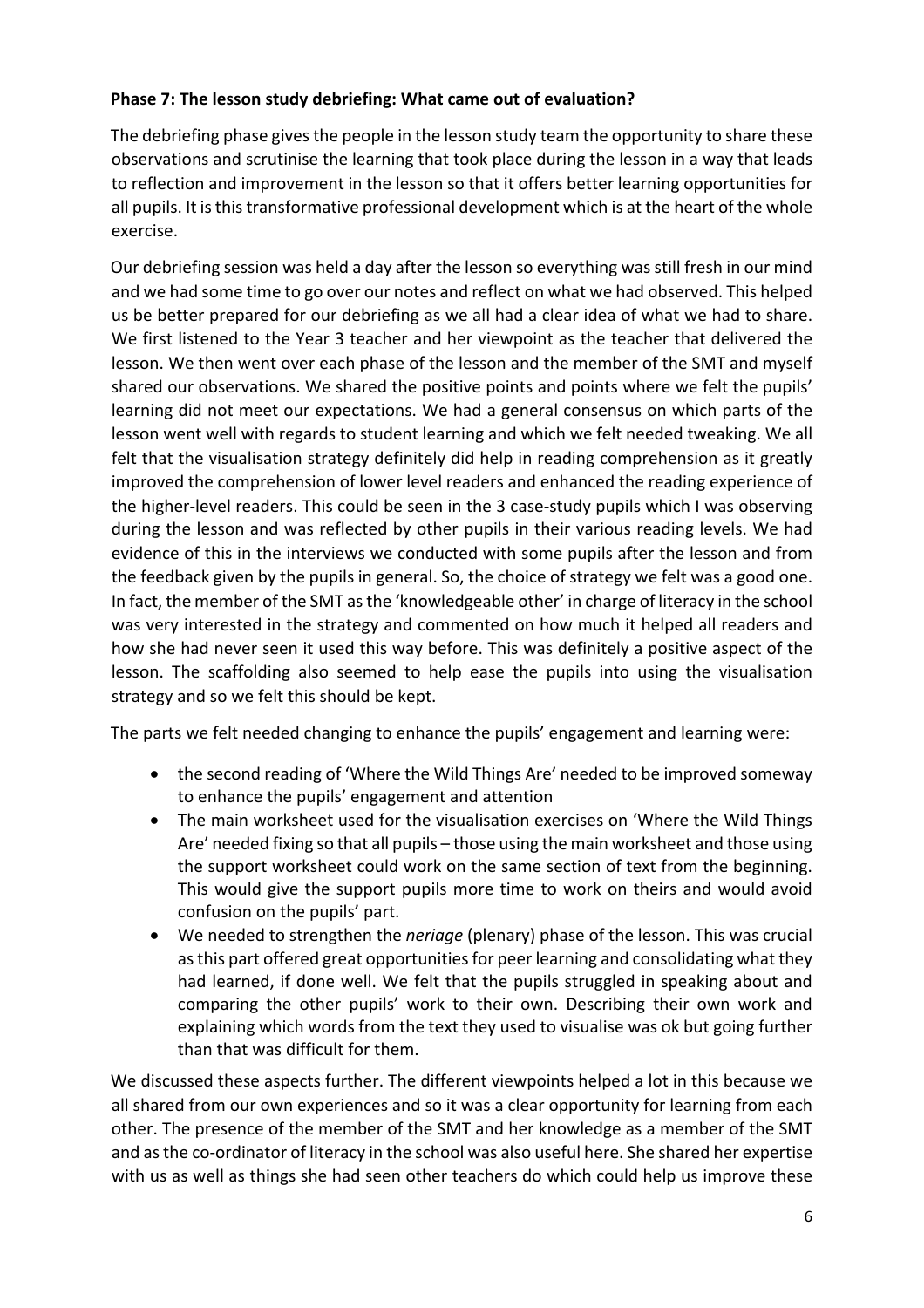**Phase 7: The lesson study debriefing: What came out of evaluation?**

The debriefing phase gives the people in the lesson study team the opportunity to share these observations and scrutinise the learning that took place during the lesson in a way that leads to reflection and improvement in the lesson so that it offers better learning opportunities for all pupils. It is this transformative professional development which is at the heart of the whole exercise.

Our debriefing session was held a day after the lesson so everything was still fresh in our mind and we had some time to go over our notes and reflect on what we had observed. This helped us be better prepared for our debriefing as we all had a clear idea of what we had to share. We first listened to the Year 3 teacher and her viewpoint as the teacher that delivered the lesson. We then went over each phase of the lesson and the member of the SMT and myself shared our observations. We shared the positive points and points where we felt the pupils' learning did not meet our expectations. We had a general consensus on which parts of the lesson went well with regards to student learning and which we felt needed tweaking. We all felt that the visualisation strategy definitely did help in reading comprehension as it greatly improved the comprehension of lower level readers and enhanced the reading experience of the higher-level readers. This could be seen in the 3 case-study pupils which I was observing during the lesson and was reflected by other pupils in their various reading levels. We had evidence of this in the interviews we conducted with some pupils after the lesson and from the feedback given by the pupils in general. So, the choice of strategy we felt was a good one. In fact, the member of the SMT as the 'knowledgeable other' in charge of literacy in the school was very interested in the strategy and commented on how much it helped all readers and how she had never seen it used this way before. This was definitely a positive aspect of the lesson. The scaffolding also seemed to help ease the pupils into using the visualisation strategy and so we felt this should be kept.

The parts we felt needed changing to enhance the pupils' engagement and learning were:

- the second reading of 'Where the Wild Things Are' needed to be improved someway to enhance the pupils' engagement and attention
- The main worksheet used for the visualisation exercises on 'Where the Wild Things Are' needed fixing so that all pupils – those using the main worksheet and those using the support worksheet could work on the same section of text from the beginning. This would give the support pupils more time to work on theirs and would avoid confusion on the pupils' part.
- We needed to strengthen the *neriage* (plenary) phase of the lesson. This was crucial as this part offered great opportunities for peer learning and consolidating what they had learned, if done well. We felt that the pupils struggled in speaking about and comparing the other pupils' work to their own. Describing their own work and explaining which words from the text they used to visualise was ok but going further than that was difficult for them.

We discussed these aspects further. The different viewpoints helped a lot in this because we all shared from our own experiences and so it was a clear opportunity for learning from each other. The presence of the member of the SMT and her knowledge as a member of the SMT and as the co-ordinator of literacy in the school was also useful here. She shared her expertise with us as well as things she had seen other teachers do which could help us improve these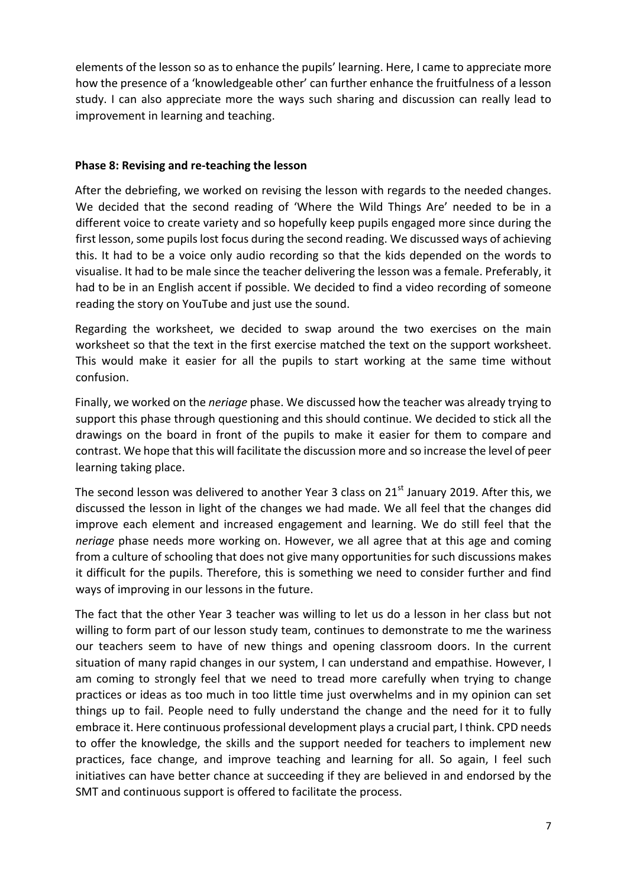elements of the lesson so as to enhance the pupils' learning. Here, I came to appreciate more how the presence of a 'knowledgeable other' can further enhance the fruitfulness of a lesson study. I can also appreciate more the ways such sharing and discussion can really lead to improvement in learning and teaching.

**Phase 8: Revising and re-teaching the lesson**

After the debriefing, we worked on revising the lesson with regards to the needed changes. We decided that the second reading of 'Where the Wild Things Are' needed to be in a different voice to create variety and so hopefully keep pupils engaged more since during the first lesson, some pupils lost focus during the second reading. We discussed ways of achieving this. It had to be a voice only audio recording so that the kids depended on the words to visualise. It had to be male since the teacher delivering the lesson was a female. Preferably, it had to be in an English accent if possible. We decided to find a video recording of someone reading the story on YouTube and just use the sound.

Regarding the worksheet, we decided to swap around the two exercises on the main worksheet so that the text in the first exercise matched the text on the support worksheet. This would make it easier for all the pupils to start working at the same time without confusion.

Finally, we worked on the *neriage* phase. We discussed how the teacher was already trying to support this phase through questioning and this should continue. We decided to stick all the drawings on the board in front of the pupils to make it easier for them to compare and contrast. We hope that this will facilitate the discussion more and so increase the level of peer learning taking place.

The second lesson was delivered to another Year 3 class on 21st January 2019. After this, we discussed the lesson in light of the changes we had made. We all feel that the changes did improve each element and increased engagement and learning. We do still feel that the *neriage* phase needs more working on. However, we all agree that at this age and coming from a culture of schooling that does not give many opportunities for such discussions makes it difficult for the pupils. Therefore, this is something we need to consider further and find ways of improving in our lessons in the future.

The fact that the other Year 3 teacher was willing to let us do a lesson in her class but not willing to form part of our lesson study team, continues to demonstrate to me the wariness our teachers seem to have of new things and opening classroom doors. In the current situation of many rapid changes in our system, I can understand and empathise. However, I am coming to strongly feel that we need to tread more carefully when trying to change practices or ideas as too much in too little time just overwhelms and in my opinion can set things up to fail. People need to fully understand the change and the need for it to fully embrace it. Here continuous professional development plays a crucial part, I think. CPD needs to offer the knowledge, the skills and the support needed for teachers to implement new practices, face change, and improve teaching and learning for all. So again, I feel such initiatives can have better chance at succeeding if they are believed in and endorsed by the SMT and continuous support is offered to facilitate the process.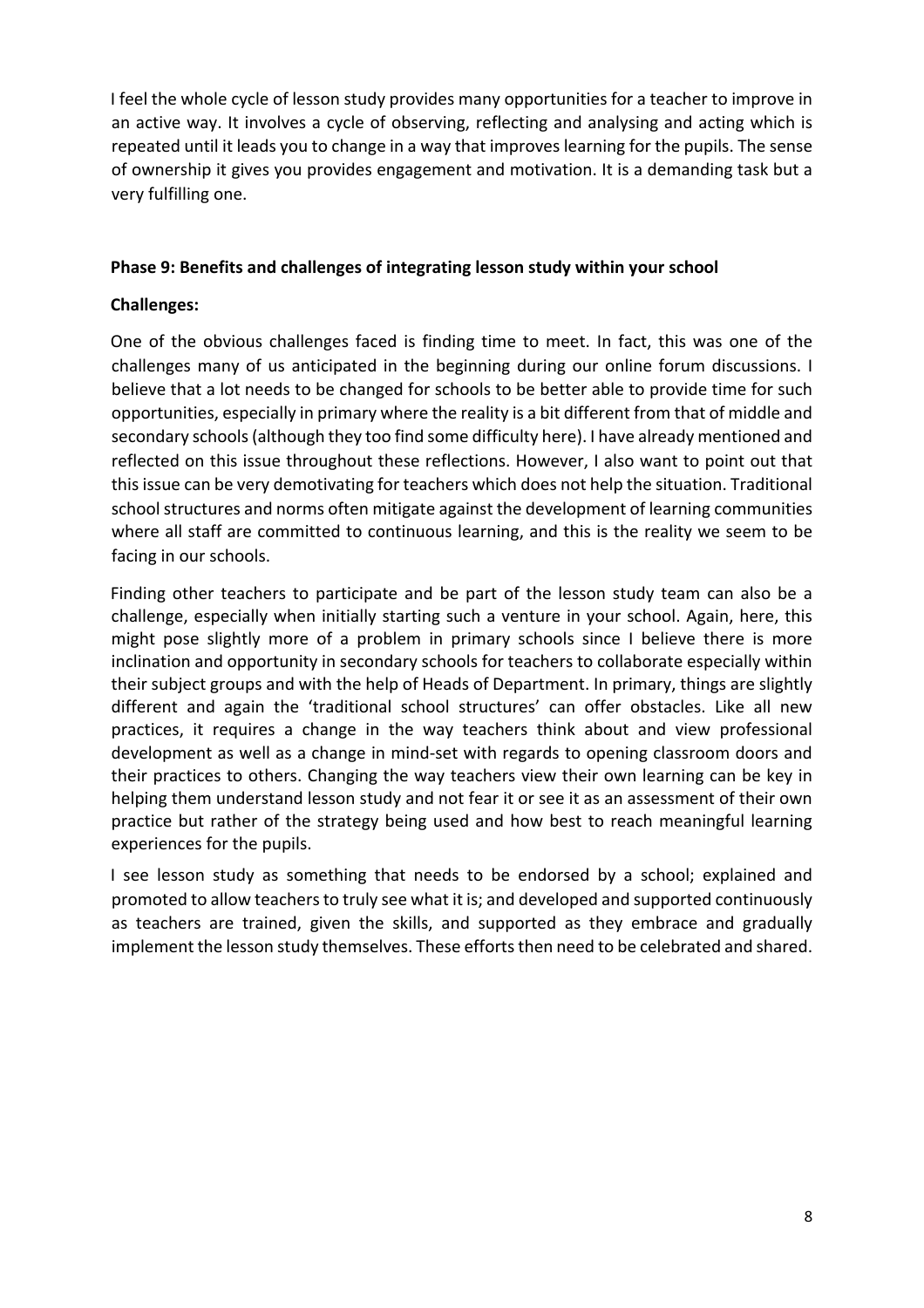I feel the whole cycle of lesson study provides many opportunities for a teacher to improve in an active way. It involves a cycle of observing, reflecting and analysing and acting which is repeated until it leads you to change in a way that improves learning for the pupils. The sense of ownership it gives you provides engagement and motivation. It is a demanding task but a very fulfilling one.

**Phase 9: Benefits and challenges of integrating lesson study within your school**

**Challenges:**

One of the obvious challenges faced is finding time to meet. In fact, this was one of the challenges many of us anticipated in the beginning during our online forum discussions. I believe that a lot needs to be changed for schools to be better able to provide time for such opportunities, especially in primary where the reality is a bit different from that of middle and secondary schools (although they too find some difficulty here). I have already mentioned and reflected on this issue throughout these reflections. However, I also want to point out that this issue can be very demotivating for teachers which does not help the situation. Traditional school structures and norms often mitigate against the development of learning communities where all staff are committed to continuous learning, and this is the reality we seem to be facing in our schools.

Finding other teachers to participate and be part of the lesson study team can also be a challenge, especially when initially starting such a venture in your school. Again, here, this might pose slightly more of a problem in primary schools since I believe there is more inclination and opportunity in secondary schools for teachers to collaborate especially within their subject groups and with the help of Heads of Department. In primary, things are slightly different and again the 'traditional school structures' can offer obstacles. Like all new practices, it requires a change in the way teachers think about and view professional development as well as a change in mind-set with regards to opening classroom doors and their practices to others. Changing the way teachers view their own learning can be key in helping them understand lesson study and not fear it or see it as an assessment of their own practice but rather of the strategy being used and how best to reach meaningful learning experiences for the pupils.

I see lesson study as something that needs to be endorsed by a school; explained and promoted to allow teachers to truly see what it is; and developed and supported continuously as teachers are trained, given the skills, and supported as they embrace and gradually implement the lesson study themselves. These efforts then need to be celebrated and shared.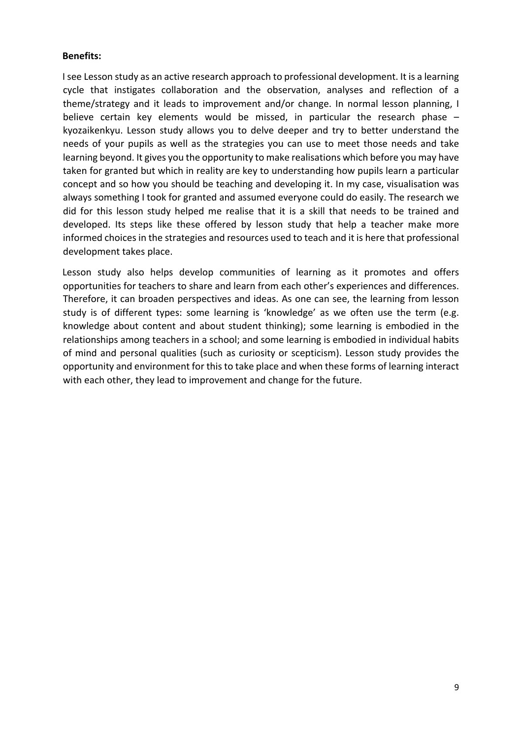**Benefits:**

I see Lesson study as an active research approach to professional development. It is a learning cycle that instigates collaboration and the observation, analyses and reflection of a theme/strategy and it leads to improvement and/or change. In normal lesson planning, I believe certain key elements would be missed, in particular the research phase – kyozaikenkyu. Lesson study allows you to delve deeper and try to better understand the needs of your pupils as well as the strategies you can use to meet those needs and take learning beyond. It gives you the opportunity to make realisations which before you may have taken for granted but which in reality are key to understanding how pupils learn a particular concept and so how you should be teaching and developing it. In my case, visualisation was always something I took for granted and assumed everyone could do easily. The research we did for this lesson study helped me realise that it is a skill that needs to be trained and developed. Its steps like these offered by lesson study that help a teacher make more informed choices in the strategies and resources used to teach and it is here that professional development takes place.

Lesson study also helps develop communities of learning as it promotes and offers opportunities for teachers to share and learn from each other's experiences and differences. Therefore, it can broaden perspectives and ideas. As one can see, the learning from lesson study is of different types: some learning is 'knowledge' as we often use the term (e.g. knowledge about content and about student thinking); some learning is embodied in the relationships among teachers in a school; and some learning is embodied in individual habits of mind and personal qualities (such as curiosity or scepticism). Lesson study provides the opportunity and environment for this to take place and when these forms of learning interact with each other, they lead to improvement and change for the future.